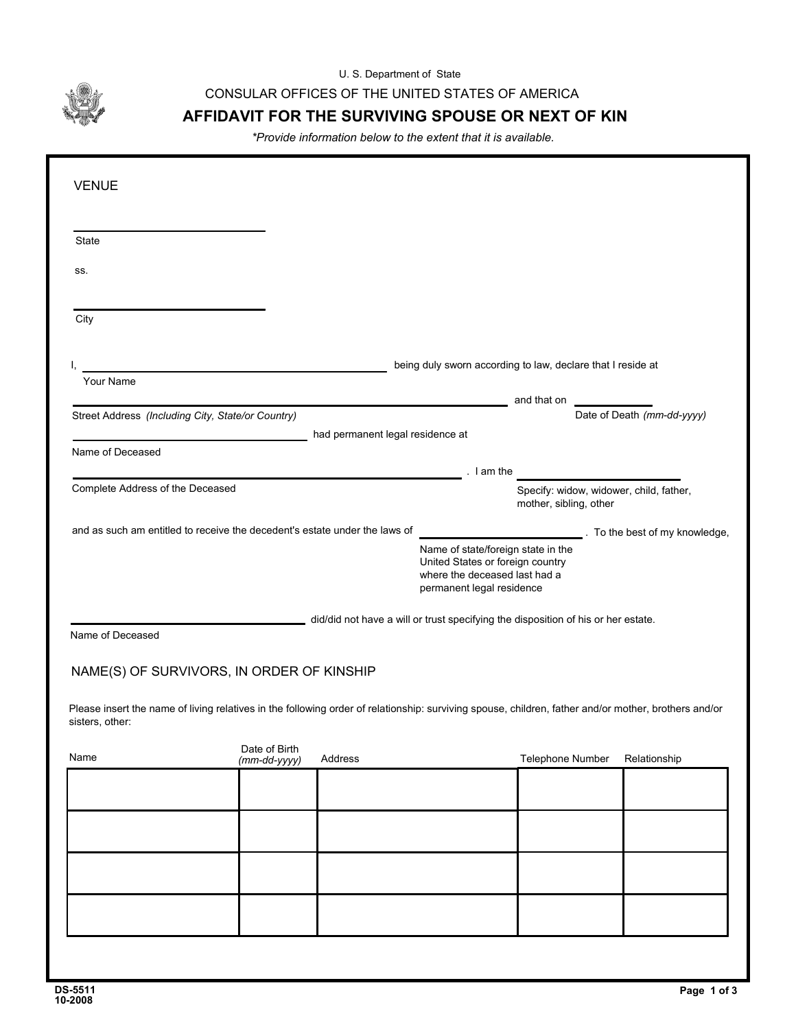U. S. Department of State

CONSULAR OFFICES OF THE UNITED STATES OF AMERICA

# AFFIDAVIT FOR THE SURVIVING SPOUSE OR NEXT OF KIN

*\*Provide information below to the extent that it is available.*

VENUE

\_\_\_\_\_\_\_\_\_\_\_\_\_\_\_\_\_\_\_\_\_\_\_\_
State

ss.

\_\_\_\_\_\_\_\_\_\_\_\_\_\_\_\_\_\_\_\_\_\_\_\_
City

I, \_\_\_\_\_\_\_\_\_\_\_\_\_\_\_\_\_\_\_\_\_\_\_\_\_\_\_\_\_\_\_\_ being duly sworn according to law, declare that I reside at
Your Name

\_\_\_\_\_\_\_\_\_\_\_\_\_\_\_\_\_\_\_\_\_\_\_\_\_\_\_\_\_\_\_\_\_\_\_\_\_\_\_\_ and that on \_\_\_\_\_\_\_\_\_\_\_\_
Street Address *(Including City, State/or Country)* — Date of Death *(mm-dd-yyyy)*

\_\_\_\_\_\_\_\_\_\_\_\_\_\_\_\_\_\_\_\_\_\_\_\_\_\_ had permanent legal residence at
Name of Deceased

\_\_\_\_\_\_\_\_\_\_\_\_\_\_\_\_\_\_\_\_\_\_\_\_\_\_\_\_\_\_\_\_\_\_\_\_\_\_\_\_ . I am the \_\_\_\_\_\_\_\_\_\_\_\_\_\_\_\_
Complete Address of the Deceased — Specify: widow, widower, child, father, mother, sibling, other

and as such am entitled to receive the decedent's estate under the laws of \_\_\_\_\_\_\_\_\_\_\_\_\_\_\_\_ . To the best of my knowledge,
Name of state/foreign state in the United States or foreign country where the deceased last had a permanent legal residence

\_\_\_\_\_\_\_\_\_\_\_\_\_\_\_\_\_\_\_\_\_\_\_\_\_\_ did/did not have a will or trust specifying the disposition of his or her estate.
Name of Deceased

## NAME(S) OF SURVIVORS, IN ORDER OF KINSHIP

Please insert the name of living relatives in the following order of relationship: surviving spouse, children, father and/or mother, brothers and/or sisters, other:

| Name | Date of Birth *(mm-dd-yyyy)* | Address | Telephone Number | Relationship |
|---|---|---|---|---|
| | | | | |
| | | | | |
| | | | | |
| | | | | |

DS-5511
10-2008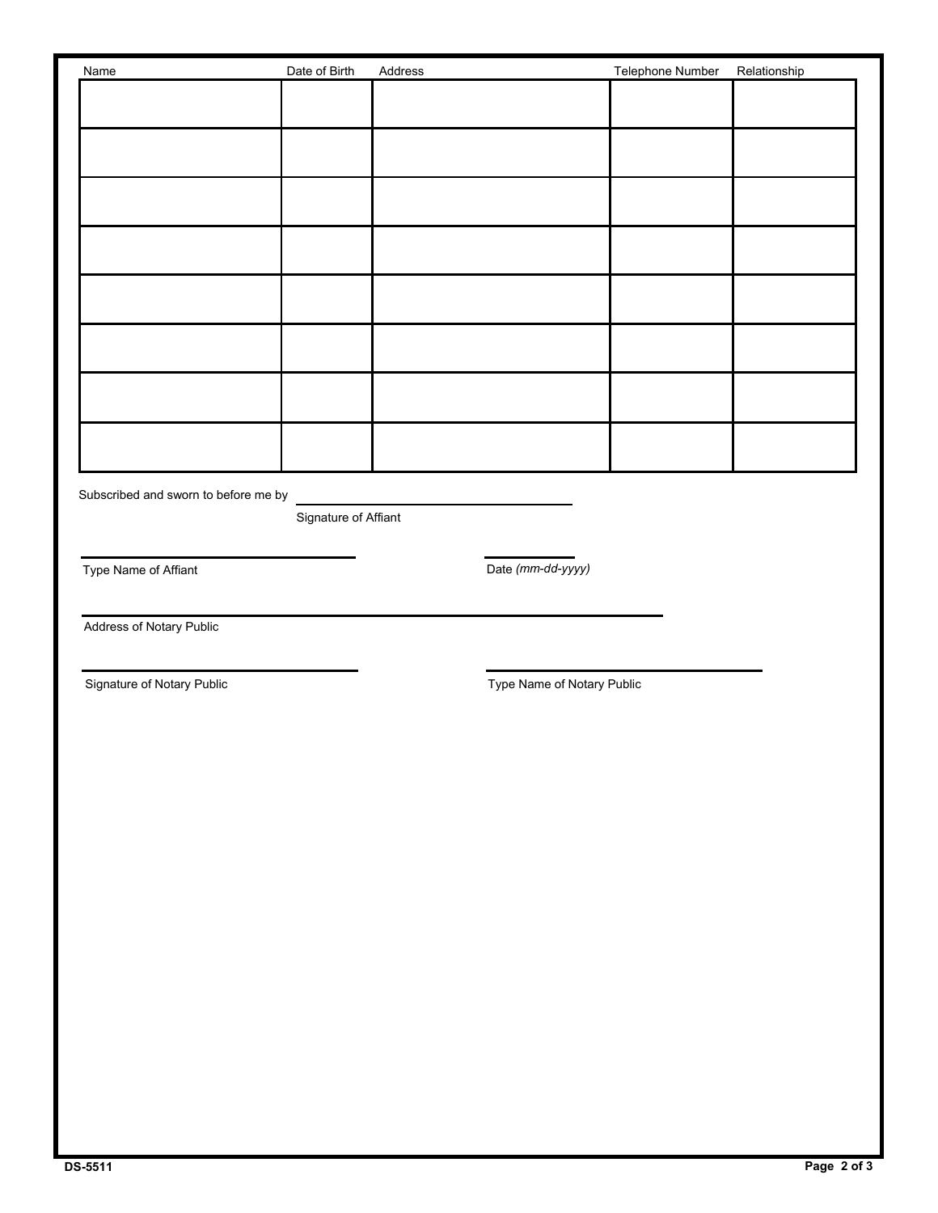| Name | Date of Birth | Address | Telephone Number | Relationship |
| --- | --- | --- | --- | --- |
| | | | | |
| | | | | |
| | | | | |
| | | | | |
| | | | | |
| | | | | |
| | | | | |
| | | | | |

Subscribed and sworn to before me by ______________________________

Signature of Affiant

______________________________ ______________

Type Name of Affiant Date *(mm-dd-yyyy)*

__________________________________________________________

Address of Notary Public

______________________________ ______________________________

Signature of Notary Public Type Name of Notary Public

DS-5511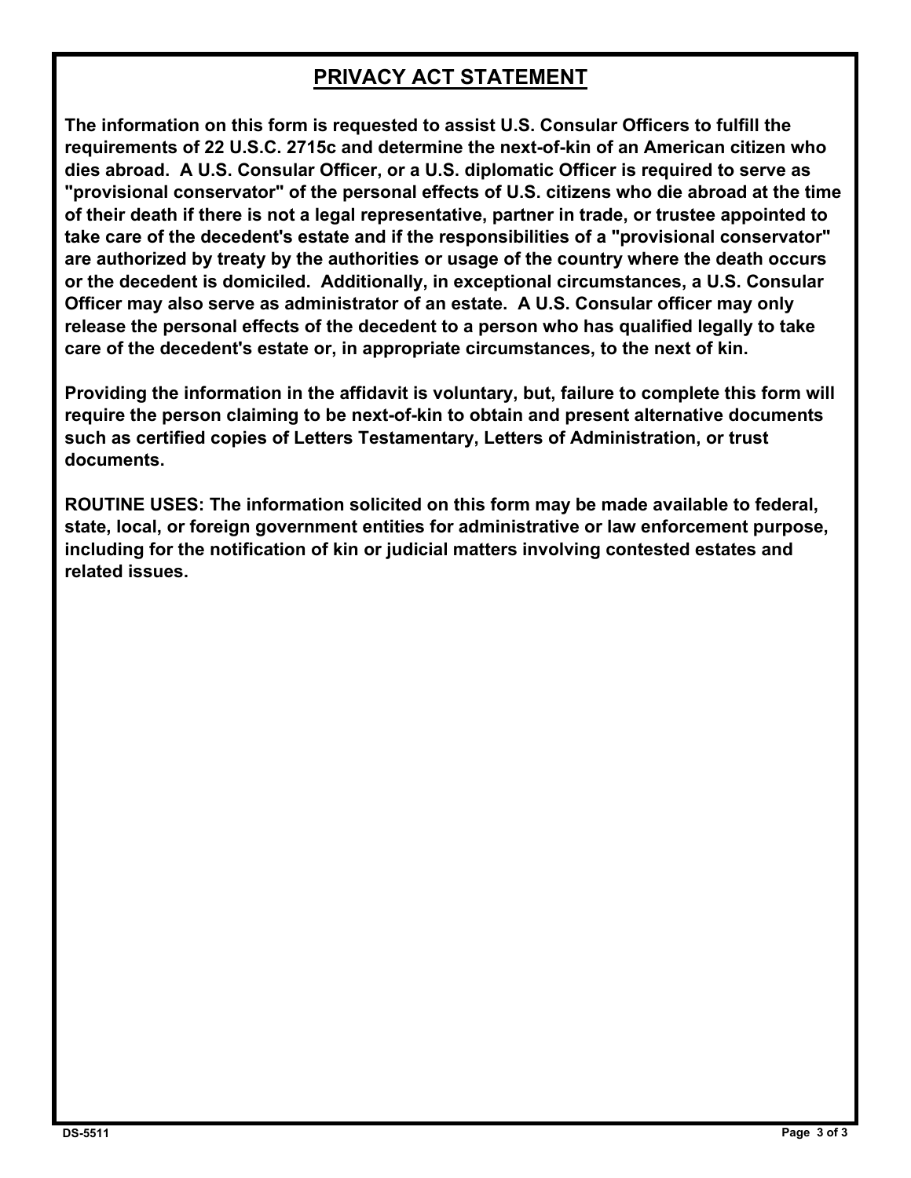## PRIVACY ACT STATEMENT

**The information on this form is requested to assist U.S. Consular Officers to fulfill the requirements of 22 U.S.C. 2715c and determine the next-of-kin of an American citizen who dies abroad. A U.S. Consular Officer, or a U.S. diplomatic Officer is required to serve as "provisional conservator" of the personal effects of U.S. citizens who die abroad at the time of their death if there is not a legal representative, partner in trade, or trustee appointed to take care of the decedent's estate and if the responsibilities of a "provisional conservator" are authorized by treaty by the authorities or usage of the country where the death occurs or the decedent is domiciled. Additionally, in exceptional circumstances, a U.S. Consular Officer may also serve as administrator of an estate. A U.S. Consular officer may only release the personal effects of the decedent to a person who has qualified legally to take care of the decedent's estate or, in appropriate circumstances, to the next of kin.**

**Providing the information in the affidavit is voluntary, but, failure to complete this form will require the person claiming to be next-of-kin to obtain and present alternative documents such as certified copies of Letters Testamentary, Letters of Administration, or trust documents.**

**ROUTINE USES: The information solicited on this form may be made available to federal, state, local, or foreign government entities for administrative or law enforcement purpose, including for the notification of kin or judicial matters involving contested estates and related issues.**

DS-5511